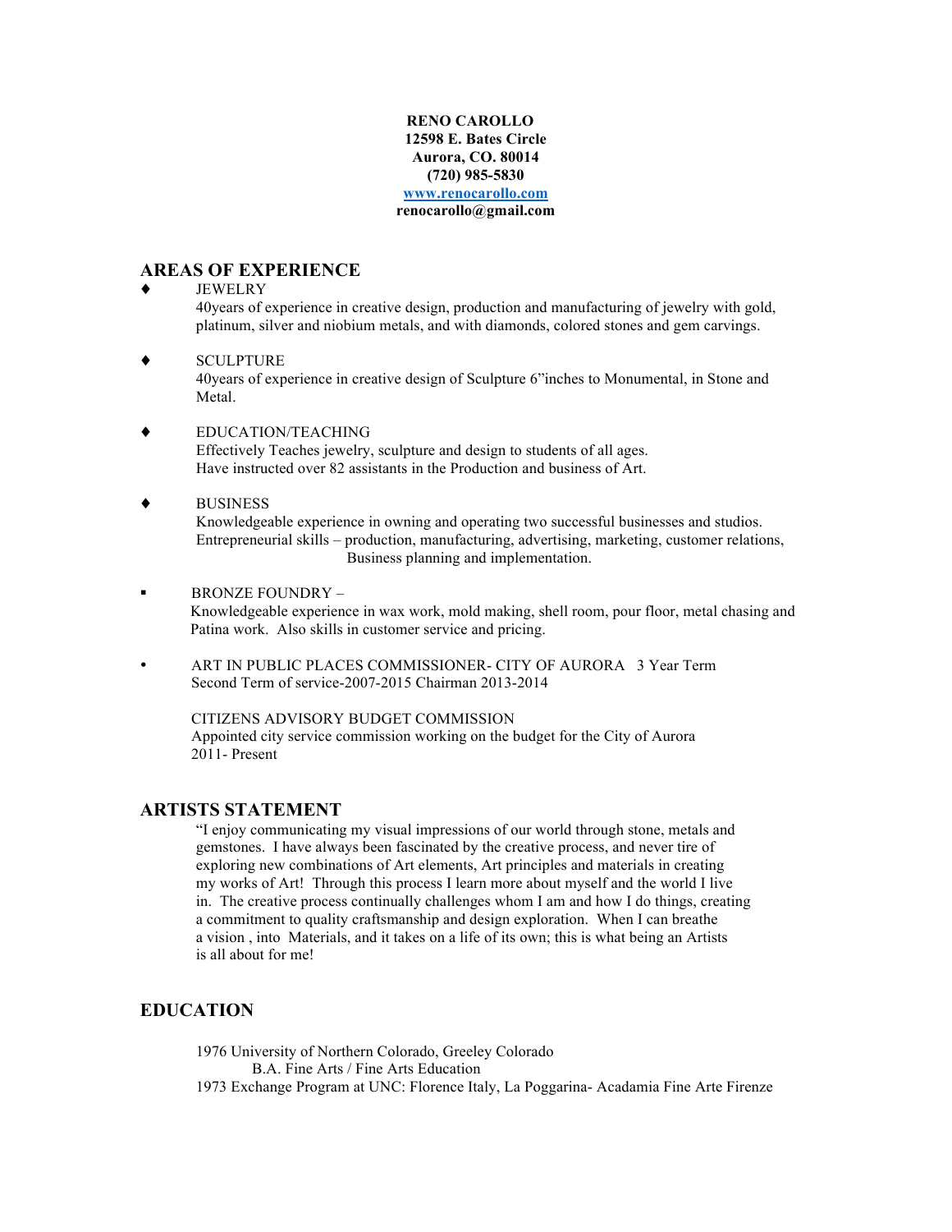**RENO CAROLLO**
**12598 E. Bates Circle**
**Aurora, CO. 80014**
**(720) 985-5830**
**[www.renocarollo.com](http://www.renocarollo.com)**
**renocarollo@gmail.com**

## AREAS OF EXPERIENCE

- JEWELRY
  40years of experience in creative design, production and manufacturing of jewelry with gold, platinum, silver and niobium metals, and with diamonds, colored stones and gem carvings.

- SCULPTURE
  40years of experience in creative design of Sculpture 6"inches to Monumental, in Stone and Metal.

- EDUCATION/TEACHING
  Effectively Teaches jewelry, sculpture and design to students of all ages.
  Have instructed over 82 assistants in the Production and business of Art.

- BUSINESS
  Knowledgeable experience in owning and operating two successful businesses and studios.
  Entrepreneurial skills – production, manufacturing, advertising, marketing, customer relations, Business planning and implementation.

- BRONZE FOUNDRY –
  Knowledgeable experience in wax work, mold making, shell room, pour floor, metal chasing and Patina work. Also skills in customer service and pricing.

- ART IN PUBLIC PLACES COMMISSIONER- CITY OF AURORA 3 Year Term
  Second Term of service-2007-2015 Chairman 2013-2014

  CITIZENS ADVISORY BUDGET COMMISSION
  Appointed city service commission working on the budget for the City of Aurora
  2011- Present

## ARTISTS STATEMENT

"I enjoy communicating my visual impressions of our world through stone, metals and gemstones. I have always been fascinated by the creative process, and never tire of exploring new combinations of Art elements, Art principles and materials in creating my works of Art! Through this process I learn more about myself and the world I live in. The creative process continually challenges whom I am and how I do things, creating a commitment to quality craftsmanship and design exploration. When I can breathe a vision , into Materials, and it takes on a life of its own; this is what being an Artists is all about for me!

## EDUCATION

1976 University of Northern Colorado, Greeley Colorado
B.A. Fine Arts / Fine Arts Education
1973 Exchange Program at UNC: Florence Italy, La Poggarina- Acadamia Fine Arte Firenze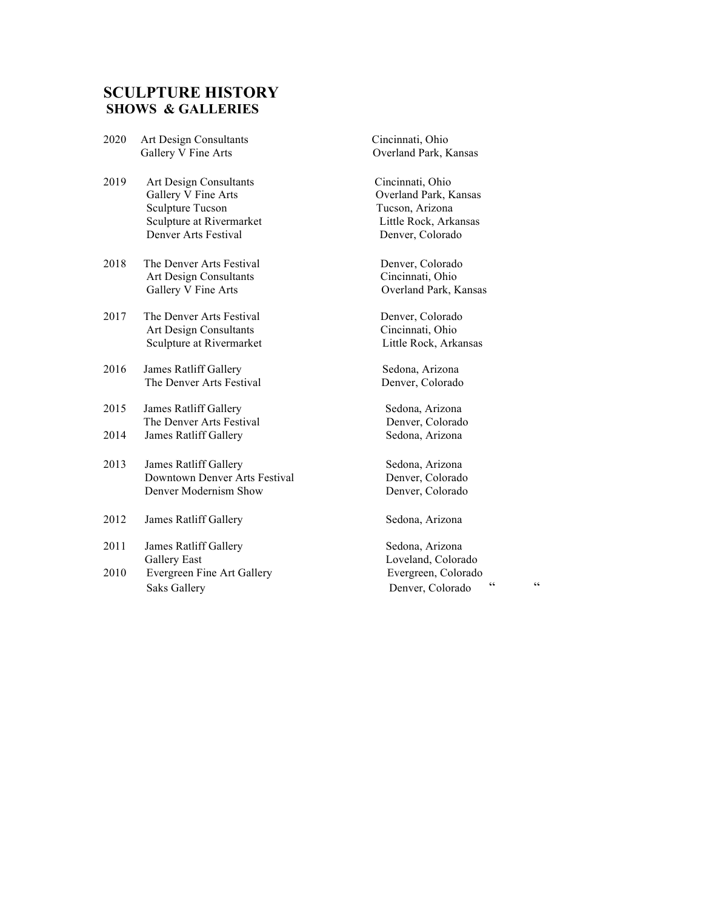# SCULPTURE HISTORY
## SHOWS & GALLERIES

| Year | Show / Gallery | Location |
|---|---|---|
| 2020 | Art Design Consultants | Cincinnati, Ohio |
| | Gallery V Fine Arts | Overland Park, Kansas |
| 2019 | Art Design Consultants | Cincinnati, Ohio |
| | Gallery V Fine Arts | Overland Park, Kansas |
| | Sculpture Tucson | Tucson, Arizona |
| | Sculpture at Rivermarket | Little Rock, Arkansas |
| | Denver Arts Festival | Denver, Colorado |
| 2018 | The Denver Arts Festival | Denver, Colorado |
| | Art Design Consultants | Cincinnati, Ohio |
| | Gallery V Fine Arts | Overland Park, Kansas |
| 2017 | The Denver Arts Festival | Denver, Colorado |
| | Art Design Consultants | Cincinnati, Ohio |
| | Sculpture at Rivermarket | Little Rock, Arkansas |
| 2016 | James Ratliff Gallery | Sedona, Arizona |
| | The Denver Arts Festival | Denver, Colorado |
| 2015 | James Ratliff Gallery | Sedona, Arizona |
| | The Denver Arts Festival | Denver, Colorado |
| 2014 | James Ratliff Gallery | Sedona, Arizona |
| 2013 | James Ratliff Gallery | Sedona, Arizona |
| | Downtown Denver Arts Festival | Denver, Colorado |
| | Denver Modernism Show | Denver, Colorado |
| 2012 | James Ratliff Gallery | Sedona, Arizona |
| 2011 | James Ratliff Gallery | Sedona, Arizona |
| | Gallery East | Loveland, Colorado |
| 2010 | Evergreen Fine Art Gallery | Evergreen, Colorado |
| | Saks Gallery | Denver, Colorado “ “ |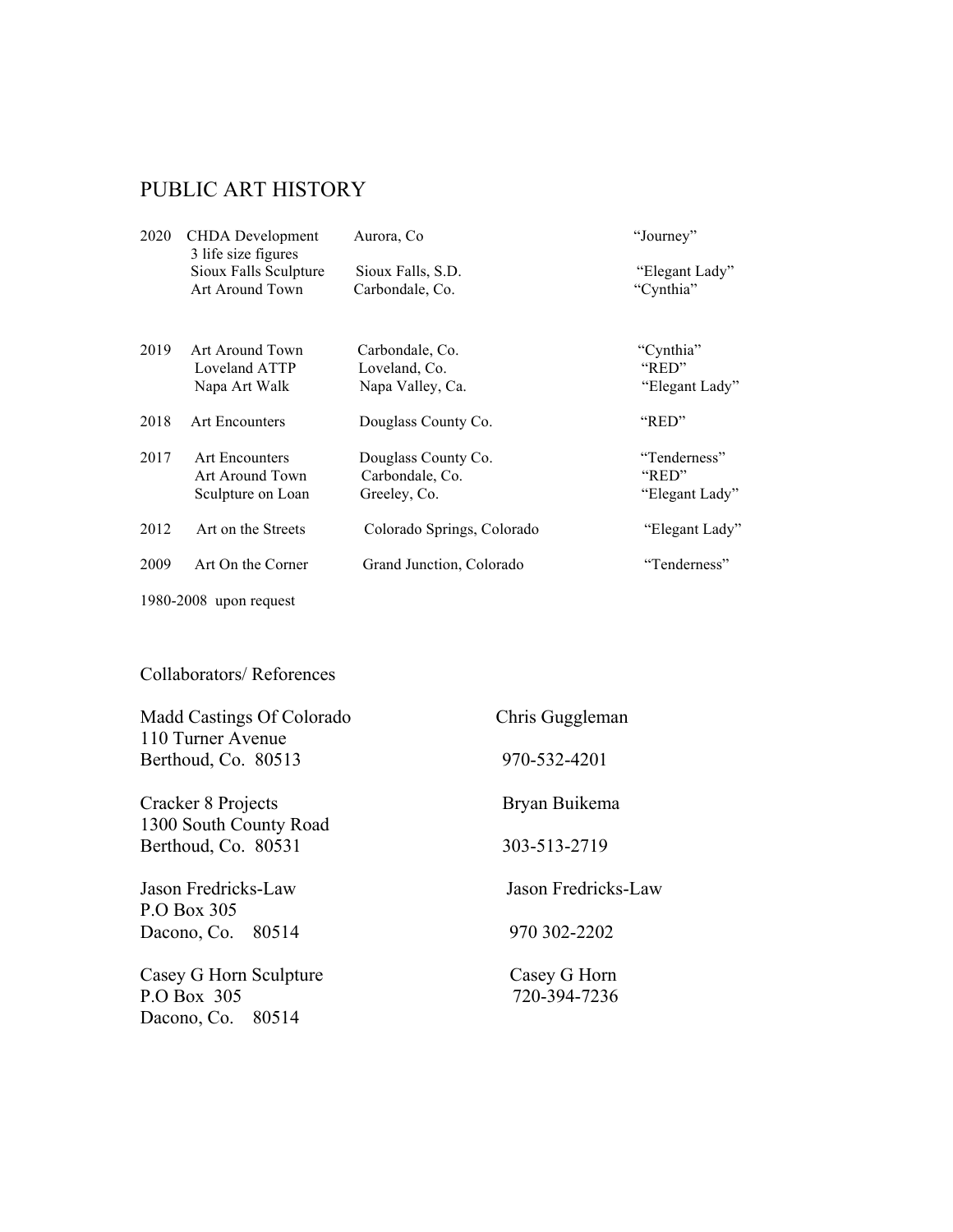# PUBLIC ART HISTORY

| | | | |
|---|---|---|---|
| 2020 | CHDA Development<br>3 life size figures | Aurora, Co | "Journey" |
| | Sioux Falls Sculpture | Sioux Falls, S.D. | "Elegant Lady" |
| | Art Around Town | Carbondale, Co. | "Cynthia" |
| 2019 | Art Around Town | Carbondale, Co. | "Cynthia" |
| | Loveland ATTP | Loveland, Co. | "RED" |
| | Napa Art Walk | Napa Valley, Ca. | "Elegant Lady" |
| 2018 | Art Encounters | Douglass County Co. | "RED" |
| 2017 | Art Encounters | Douglass County Co. | "Tenderness" |
| | Art Around Town | Carbondale, Co. | "RED" |
| | Sculpture on Loan | Greeley, Co. | "Elegant Lady" |
| 2012 | Art on the Streets | Colorado Springs, Colorado | "Elegant Lady" |
| 2009 | Art On the Corner | Grand Junction, Colorado | "Tenderness" |

1980-2008 upon request

## Collaborators/ Reforences

| | |
|---|---|
| Madd Castings Of Colorado<br>110 Turner Avenue<br>Berthoud, Co. 80513 | Chris Guggleman<br>970-532-4201 |
| Cracker 8 Projects<br>1300 South County Road<br>Berthoud, Co. 80531 | Bryan Buikema<br>303-513-2719 |
| Jason Fredricks-Law<br>P.O Box 305<br>Dacono, Co. 80514 | Jason Fredricks-Law<br>970 302-2202 |
| Casey G Horn Sculpture<br>P.O Box 305<br>Dacono, Co. 80514 | Casey G Horn<br>720-394-7236 |